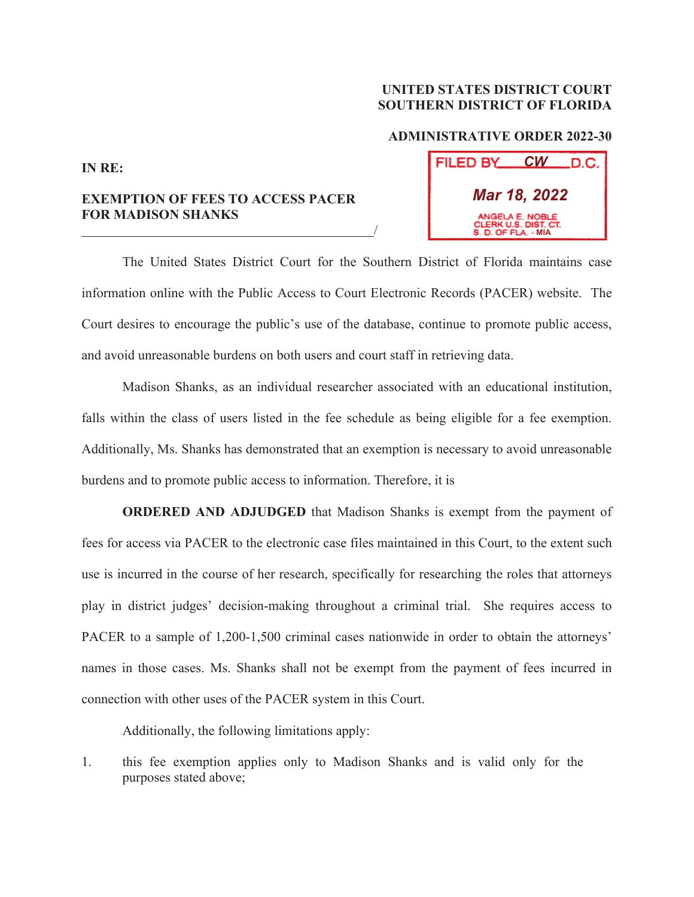**UNITED STATES DISTRICT COURT**
**SOUTHERN DISTRICT OF FLORIDA**

**ADMINISTRATIVE ORDER 2022-30**

**IN RE:**

**EXEMPTION OF FEES TO ACCESS PACER FOR MADISON SHANKS**
______________________________________________/

FILED BY CW D.C.
Mar 18, 2022
ANGELA E. NOBLE
CLERK U.S. DIST. CT.
S. D. OF FLA. - MIA

The United States District Court for the Southern District of Florida maintains case information online with the Public Access to Court Electronic Records (PACER) website. The Court desires to encourage the public's use of the database, continue to promote public access, and avoid unreasonable burdens on both users and court staff in retrieving data.

Madison Shanks, as an individual researcher associated with an educational institution, falls within the class of users listed in the fee schedule as being eligible for a fee exemption. Additionally, Ms. Shanks has demonstrated that an exemption is necessary to avoid unreasonable burdens and to promote public access to information. Therefore, it is

**ORDERED AND ADJUDGED** that Madison Shanks is exempt from the payment of fees for access via PACER to the electronic case files maintained in this Court, to the extent such use is incurred in the course of her research, specifically for researching the roles that attorneys play in district judges' decision-making throughout a criminal trial. She requires access to PACER to a sample of 1,200-1,500 criminal cases nationwide in order to obtain the attorneys' names in those cases. Ms. Shanks shall not be exempt from the payment of fees incurred in connection with other uses of the PACER system in this Court.

Additionally, the following limitations apply:

1. this fee exemption applies only to Madison Shanks and is valid only for the purposes stated above;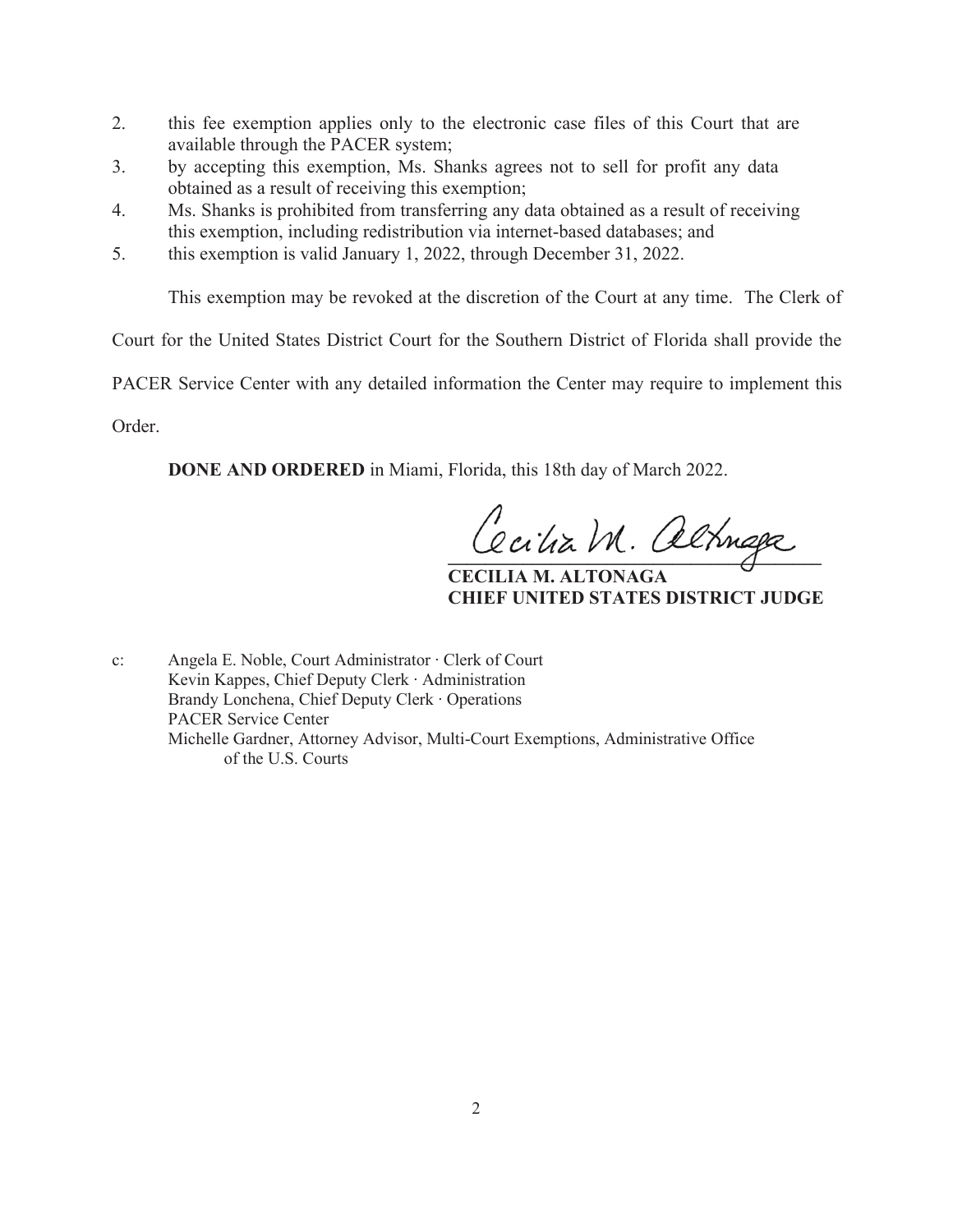2. this fee exemption applies only to the electronic case files of this Court that are available through the PACER system;
3. by accepting this exemption, Ms. Shanks agrees not to sell for profit any data obtained as a result of receiving this exemption;
4. Ms. Shanks is prohibited from transferring any data obtained as a result of receiving this exemption, including redistribution via internet-based databases; and
5. this exemption is valid January 1, 2022, through December 31, 2022.

This exemption may be revoked at the discretion of the Court at any time. The Clerk of Court for the United States District Court for the Southern District of Florida shall provide the PACER Service Center with any detailed information the Center may require to implement this Order.

**DONE AND ORDERED** in Miami, Florida, this 18th day of March 2022.

**CECILIA M. ALTONAGA**
**CHIEF UNITED STATES DISTRICT JUDGE**

c: Angela E. Noble, Court Administrator · Clerk of Court
Kevin Kappes, Chief Deputy Clerk · Administration
Brandy Lonchena, Chief Deputy Clerk · Operations
PACER Service Center
Michelle Gardner, Attorney Advisor, Multi-Court Exemptions, Administrative Office of the U.S. Courts